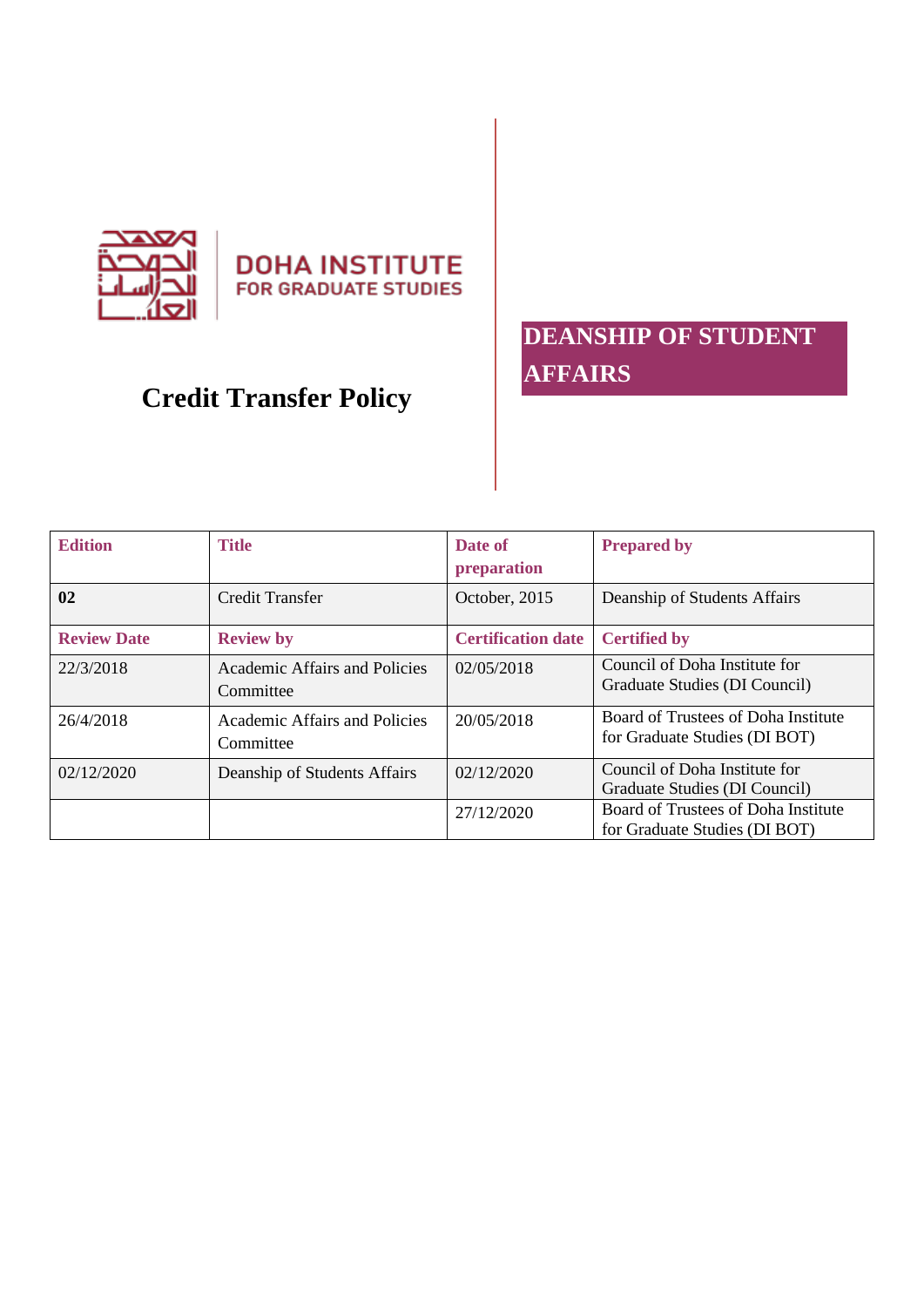DOHA INSTITUTE
FOR GRADUATE STUDIES

# Credit Transfer Policy

## DEANSHIP OF STUDENT AFFAIRS

| Edition | Title | Date of preparation | Prepared by |
|---|---|---|---|
| **02** | Credit Transfer | October, 2015 | Deanship of Students Affairs |
| **Review Date** | **Review by** | **Certification date** | **Certified by** |
| 22/3/2018 | Academic Affairs and Policies Committee | 02/05/2018 | Council of Doha Institute for Graduate Studies (DI Council) |
| 26/4/2018 | Academic Affairs and Policies Committee | 20/05/2018 | Board of Trustees of Doha Institute for Graduate Studies (DI BOT) |
| 02/12/2020 | Deanship of Students Affairs | 02/12/2020 | Council of Doha Institute for Graduate Studies (DI Council) |
| | | 27/12/2020 | Board of Trustees of Doha Institute for Graduate Studies (DI BOT) |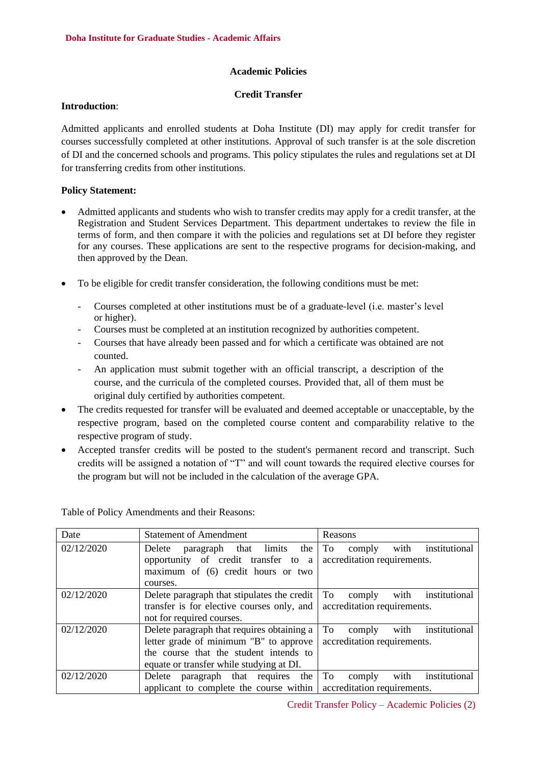## Academic Policies

### Credit Transfer

**Introduction**:

Admitted applicants and enrolled students at Doha Institute (DI) may apply for credit transfer for courses successfully completed at other institutions. Approval of such transfer is at the sole discretion of DI and the concerned schools and programs. This policy stipulates the rules and regulations set at DI for transferring credits from other institutions.

**Policy Statement:**

- Admitted applicants and students who wish to transfer credits may apply for a credit transfer, at the Registration and Student Services Department. This department undertakes to review the file in terms of form, and then compare it with the policies and regulations set at DI before they register for any courses. These applications are sent to the respective programs for decision-making, and then approved by the Dean.
- To be eligible for credit transfer consideration, the following conditions must be met:
  - Courses completed at other institutions must be of a graduate-level (i.e. master's level or higher).
  - Courses must be completed at an institution recognized by authorities competent.
  - Courses that have already been passed and for which a certificate was obtained are not counted.
  - An application must submit together with an official transcript, a description of the course, and the curricula of the completed courses. Provided that, all of them must be original duly certified by authorities competent.
- The credits requested for transfer will be evaluated and deemed acceptable or unacceptable, by the respective program, based on the completed course content and comparability relative to the respective program of study.
- Accepted transfer credits will be posted to the student's permanent record and transcript. Such credits will be assigned a notation of "T" and will count towards the required elective courses for the program but will not be included in the calculation of the average GPA.

Table of Policy Amendments and their Reasons:

| Date | Statement of Amendment | Reasons |
|---|---|---|
| 02/12/2020 | Delete paragraph that limits the opportunity of credit transfer to a maximum of (6) credit hours or two courses. | To comply with institutional accreditation requirements. |
| 02/12/2020 | Delete paragraph that stipulates the credit transfer is for elective courses only, and not for required courses. | To comply with institutional accreditation requirements. |
| 02/12/2020 | Delete paragraph that requires obtaining a letter grade of minimum "B" to approve the course that the student intends to equate or transfer while studying at DI. | To comply with institutional accreditation requirements. |
| 02/12/2020 | Delete paragraph that requires the applicant to complete the course within | To comply with institutional accreditation requirements. |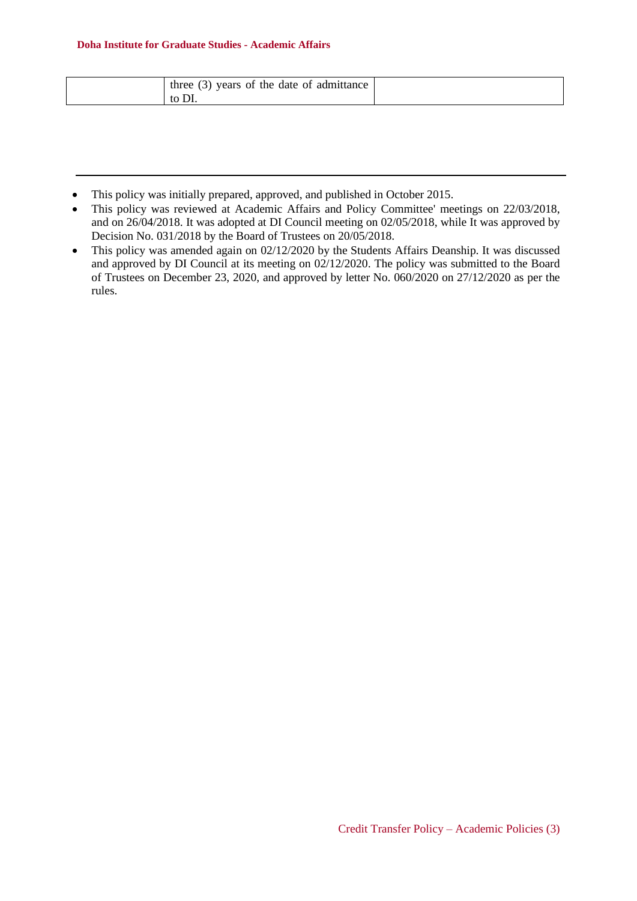| | | |
|---|---|---|
| | three (3) years of the date of admittance to DI. | |

---

- This policy was initially prepared, approved, and published in October 2015.
- This policy was reviewed at Academic Affairs and Policy Committee' meetings on 22/03/2018, and on 26/04/2018. It was adopted at DI Council meeting on 02/05/2018, while It was approved by Decision No. 031/2018 by the Board of Trustees on 20/05/2018.
- This policy was amended again on 02/12/2020 by the Students Affairs Deanship. It was discussed and approved by DI Council at its meeting on 02/12/2020. The policy was submitted to the Board of Trustees on December 23, 2020, and approved by letter No. 060/2020 on 27/12/2020 as per the rules.